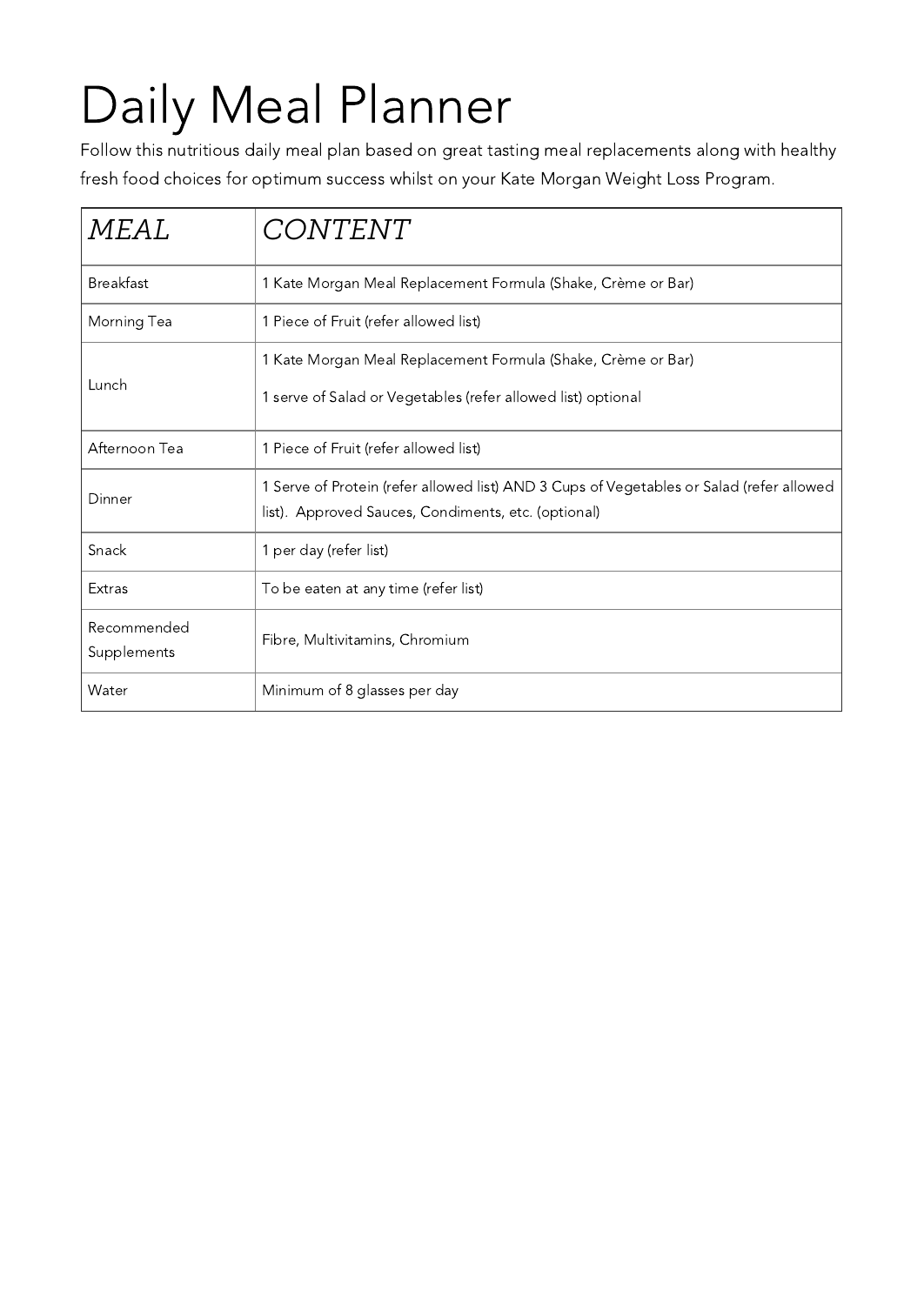# Daily Meal Planner

Follow this nutritious daily meal plan based on great tasting meal replacements along with healthy fresh food choices for optimum success whilst on your Kate Morgan Weight Loss Program.

| *MEAL* | *CONTENT* |
|---|---|
| Breakfast | 1 Kate Morgan Meal Replacement Formula (Shake, Crème or Bar) |
| Morning Tea | 1 Piece of Fruit (refer allowed list) |
| Lunch | 1 Kate Morgan Meal Replacement Formula (Shake, Crème or Bar)<br>1 serve of Salad or Vegetables (refer allowed list) optional |
| Afternoon Tea | 1 Piece of Fruit (refer allowed list) |
| Dinner | 1 Serve of Protein (refer allowed list) AND 3 Cups of Vegetables or Salad (refer allowed list). Approved Sauces, Condiments, etc. (optional) |
| Snack | 1 per day (refer list) |
| Extras | To be eaten at any time (refer list) |
| Recommended Supplements | Fibre, Multivitamins, Chromium |
| Water | Minimum of 8 glasses per day |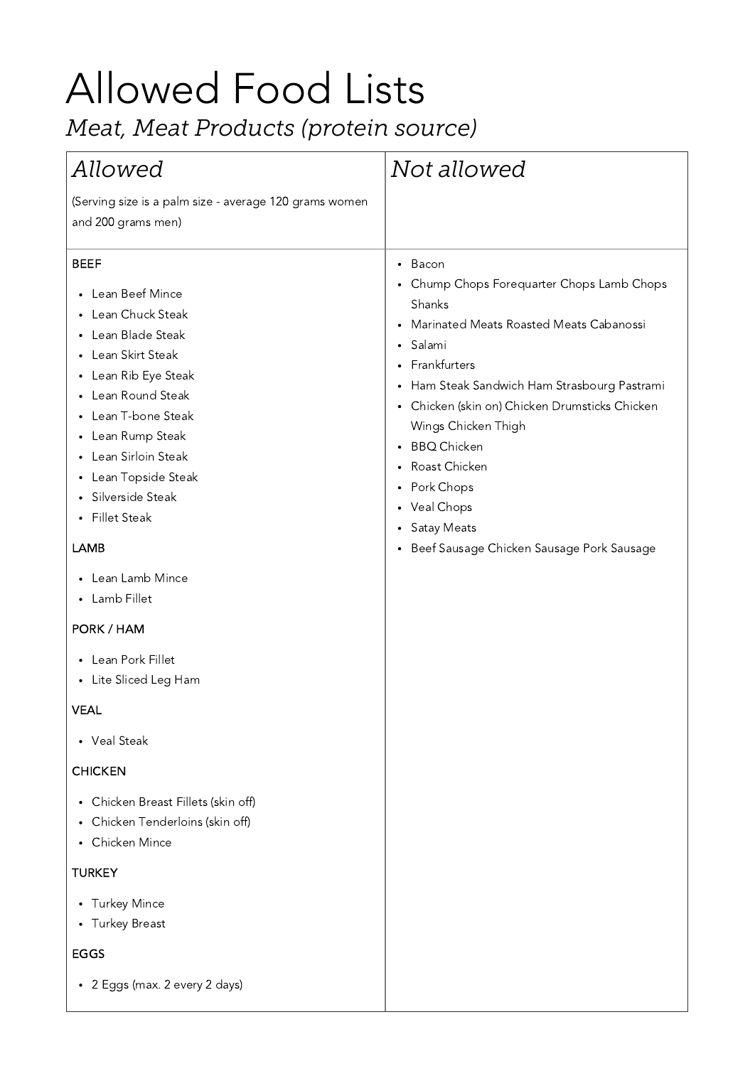# Allowed Food Lists

## *Meat, Meat Products (protein source)*

| *Allowed*<br>(Serving size is a palm size - average 120 grams women and 200 grams men) | *Not allowed* |
|---|---|
| BEEF<br>• Lean Beef Mince<br>• Lean Chuck Steak<br>• Lean Blade Steak<br>• Lean Skirt Steak<br>• Lean Rib Eye Steak<br>• Lean Round Steak<br>• Lean T-bone Steak<br>• Lean Rump Steak<br>• Lean Sirloin Steak<br>• Lean Topside Steak<br>• Silverside Steak<br>• Fillet Steak<br>LAMB<br>• Lean Lamb Mince<br>• Lamb Fillet<br>PORK / HAM<br>• Lean Pork Fillet<br>• Lite Sliced Leg Ham<br>VEAL<br>• Veal Steak<br>CHICKEN<br>• Chicken Breast Fillets (skin off)<br>• Chicken Tenderloins (skin off)<br>• Chicken Mince<br>TURKEY<br>• Turkey Mince<br>• Turkey Breast<br>EGGS<br>• 2 Eggs (max. 2 every 2 days) | • Bacon<br>• Chump Chops Forequarter Chops Lamb Chops Shanks<br>• Marinated Meats Roasted Meats Cabanossi<br>• Salami<br>• Frankfurters<br>• Ham Steak Sandwich Ham Strasbourg Pastrami<br>• Chicken (skin on) Chicken Drumsticks Chicken Wings Chicken Thigh<br>• BBQ Chicken<br>• Roast Chicken<br>• Pork Chops<br>• Veal Chops<br>• Satay Meats<br>• Beef Sausage Chicken Sausage Pork Sausage |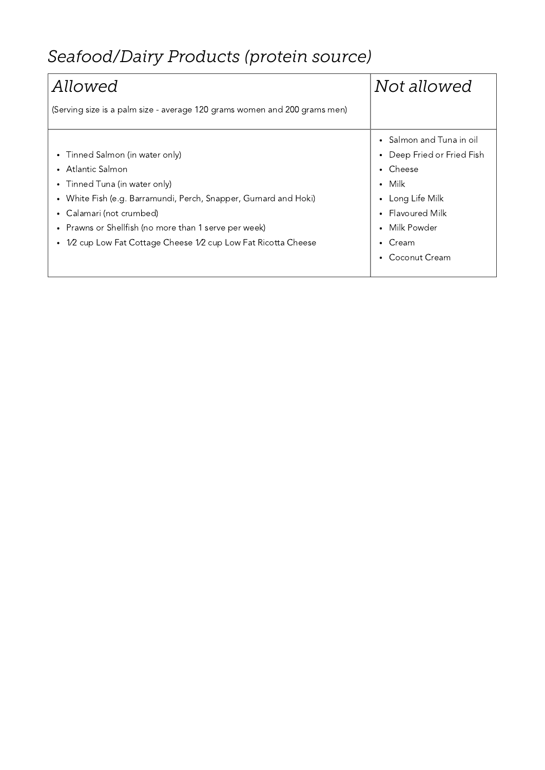## *Seafood/Dairy Products (protein source)*

| *Allowed*<br><br>(Serving size is a palm size - average 120 grams women and 200 grams men) | *Not allowed* |
| --- | --- |
| • Tinned Salmon (in water only)<br>• Atlantic Salmon<br>• Tinned Tuna (in water only)<br>• White Fish (e.g. Barramundi, Perch, Snapper, Gurnard and Hoki)<br>• Calamari (not crumbed)<br>• Prawns or Shellfish (no more than 1 serve per week)<br>• 1⁄2 cup Low Fat Cottage Cheese 1⁄2 cup Low Fat Ricotta Cheese | • Salmon and Tuna in oil<br>• Deep Fried or Fried Fish<br>• Cheese<br>• Milk<br>• Long Life Milk<br>• Flavoured Milk<br>• Milk Powder<br>• Cream<br>• Coconut Cream |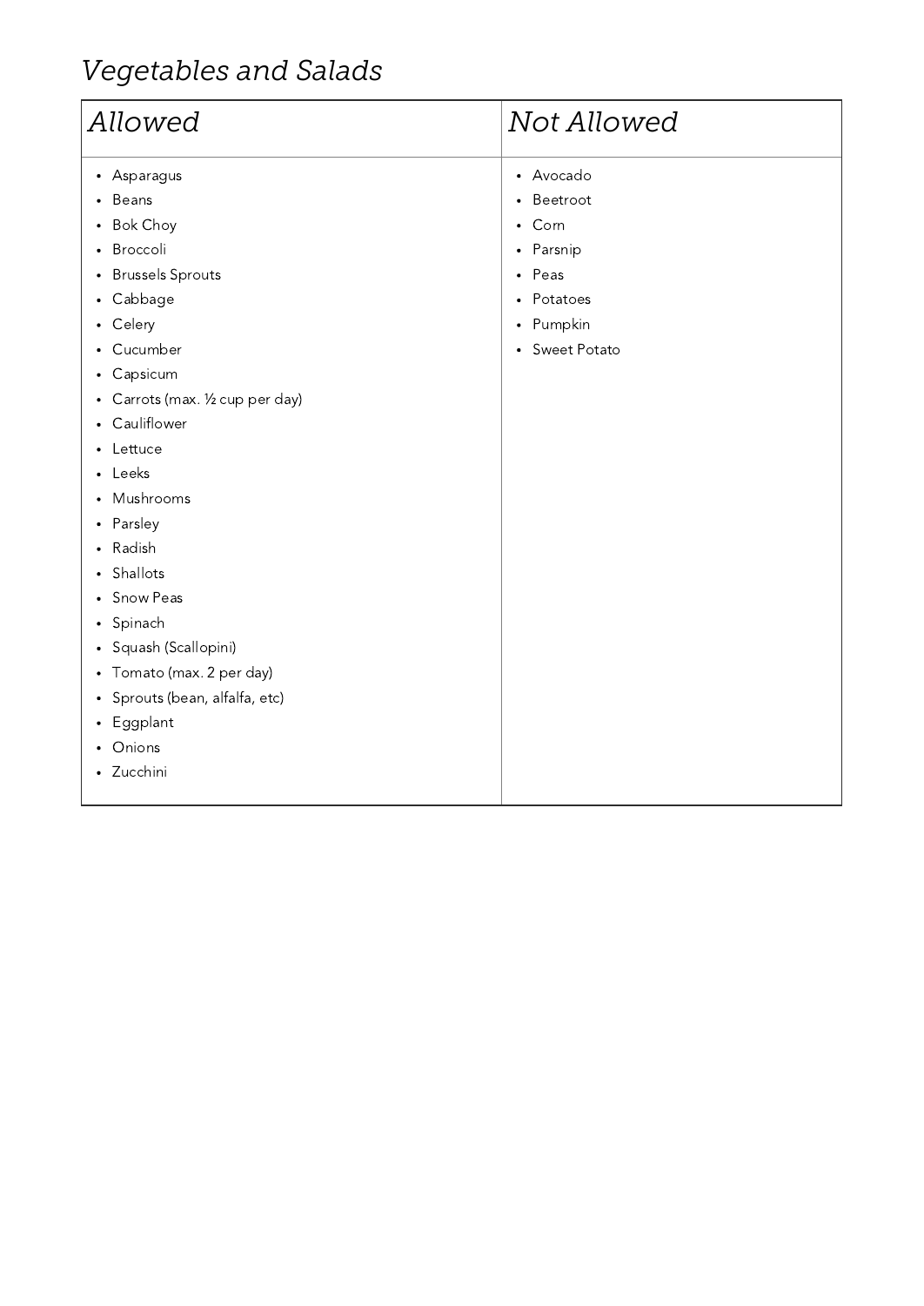# *Vegetables and Salads*

| *Allowed* | *Not Allowed* |
| --- | --- |
| • Asparagus<br>• Beans<br>• Bok Choy<br>• Broccoli<br>• Brussels Sprouts<br>• Cabbage<br>• Celery<br>• Cucumber<br>• Capsicum<br>• Carrots (max. ½ cup per day)<br>• Cauliflower<br>• Lettuce<br>• Leeks<br>• Mushrooms<br>• Parsley<br>• Radish<br>• Shallots<br>• Snow Peas<br>• Spinach<br>• Squash (Scallopini)<br>• Tomato (max. 2 per day)<br>• Sprouts (bean, alfalfa, etc)<br>• Eggplant<br>• Onions<br>• Zucchini | • Avocado<br>• Beetroot<br>• Corn<br>• Parsnip<br>• Peas<br>• Potatoes<br>• Pumpkin<br>• Sweet Potato |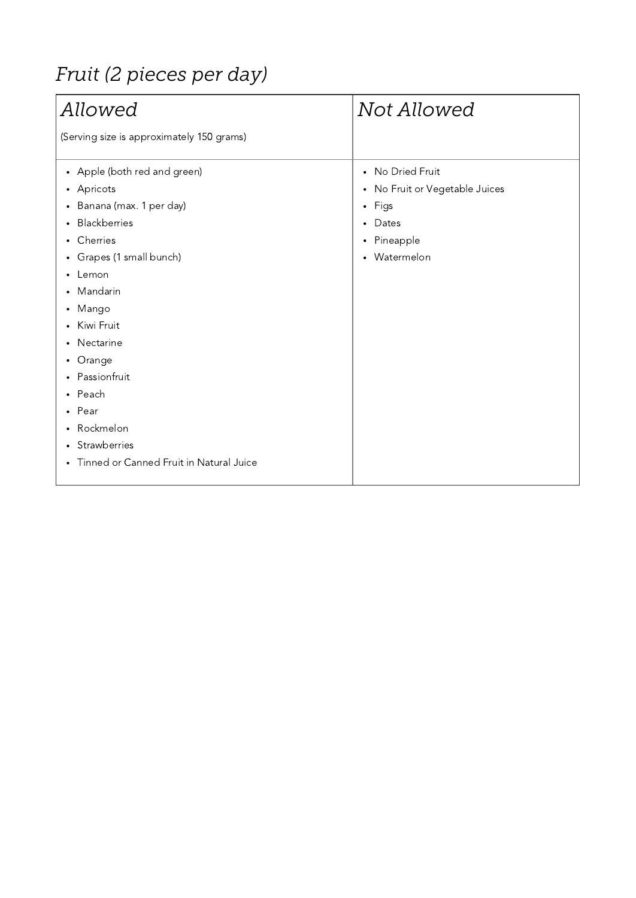# *Fruit (2 pieces per day)*

| *Allowed*<br>(Serving size is approximately 150 grams) | *Not Allowed* |
|---|---|
| • Apple (both red and green)<br>• Apricots<br>• Banana (max. 1 per day)<br>• Blackberries<br>• Cherries<br>• Grapes (1 small bunch)<br>• Lemon<br>• Mandarin<br>• Mango<br>• Kiwi Fruit<br>• Nectarine<br>• Orange<br>• Passionfruit<br>• Peach<br>• Pear<br>• Rockmelon<br>• Strawberries<br>• Tinned or Canned Fruit in Natural Juice | • No Dried Fruit<br>• No Fruit or Vegetable Juices<br>• Figs<br>• Dates<br>• Pineapple<br>• Watermelon |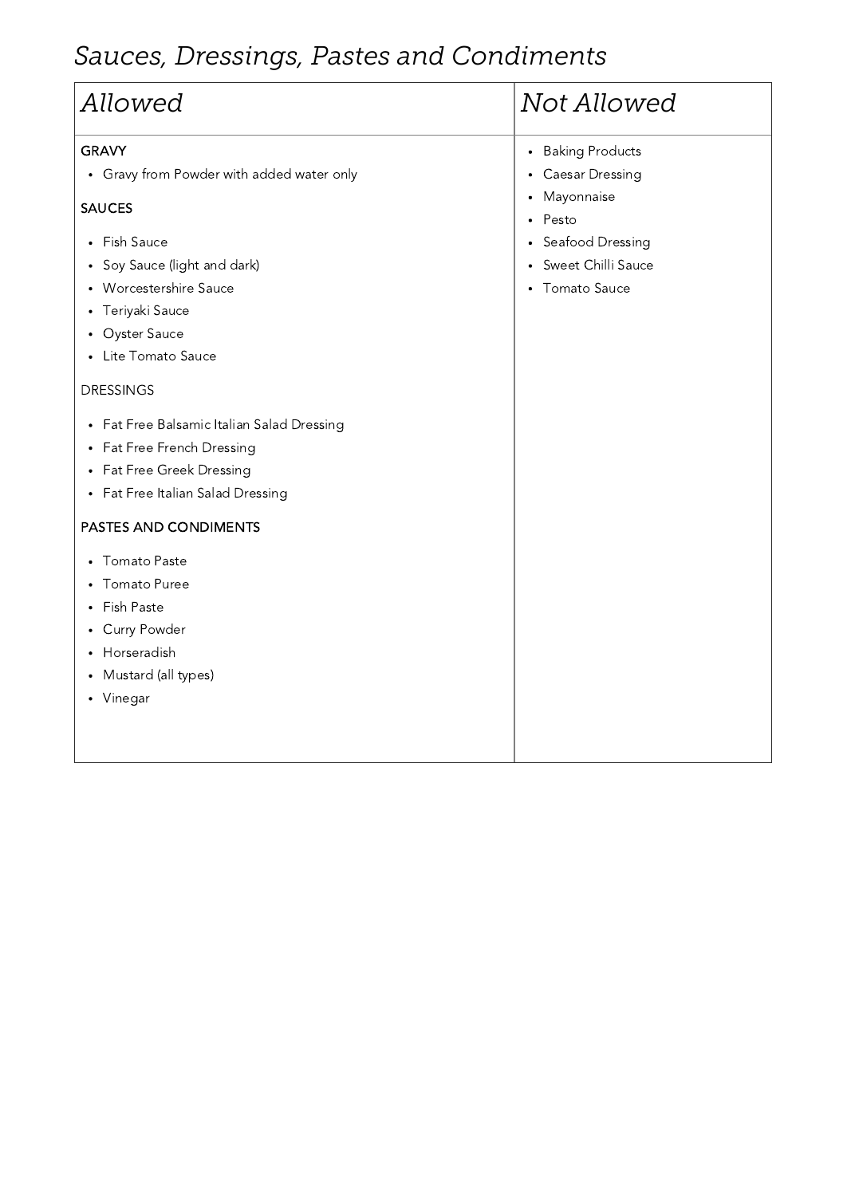## *Sauces, Dressings, Pastes and Condiments*

| *Allowed* | *Not Allowed* |
|---|---|
| GRAVY<br>• Gravy from Powder with added water only<br><br>SAUCES<br>• Fish Sauce<br>• Soy Sauce (light and dark)<br>• Worcestershire Sauce<br>• Teriyaki Sauce<br>• Oyster Sauce<br>• Lite Tomato Sauce<br><br>DRESSINGS<br>• Fat Free Balsamic Italian Salad Dressing<br>• Fat Free French Dressing<br>• Fat Free Greek Dressing<br>• Fat Free Italian Salad Dressing<br><br>PASTES AND CONDIMENTS<br>• Tomato Paste<br>• Tomato Puree<br>• Fish Paste<br>• Curry Powder<br>• Horseradish<br>• Mustard (all types)<br>• Vinegar | • Baking Products<br>• Caesar Dressing<br>• Mayonnaise<br>• Pesto<br>• Seafood Dressing<br>• Sweet Chilli Sauce<br>• Tomato Sauce |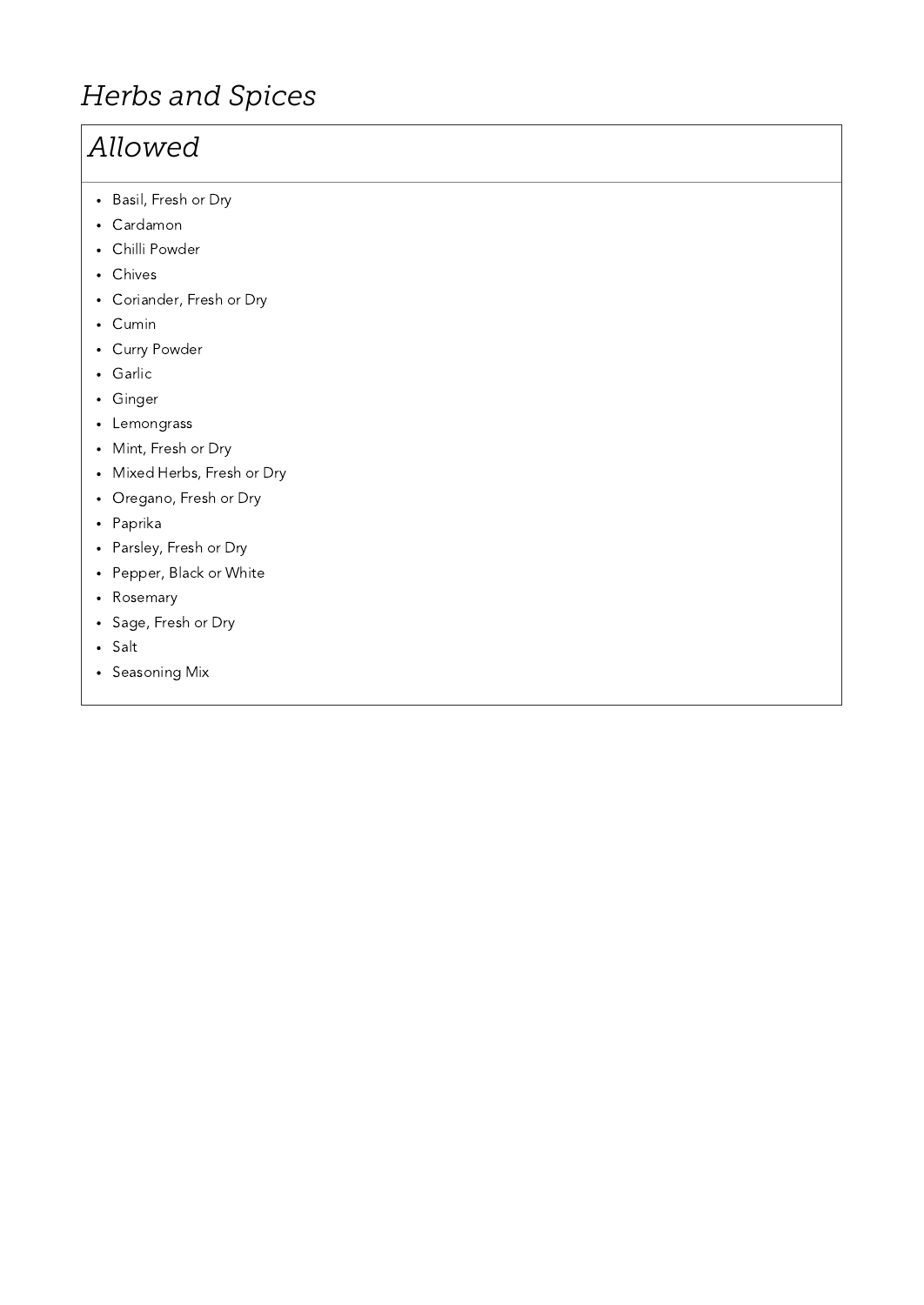# *Herbs and Spices*

## *Allowed*

- Basil, Fresh or Dry
- Cardamon
- Chilli Powder
- Chives
- Coriander, Fresh or Dry
- Cumin
- Curry Powder
- Garlic
- Ginger
- Lemongrass
- Mint, Fresh or Dry
- Mixed Herbs, Fresh or Dry
- Oregano, Fresh or Dry
- Paprika
- Parsley, Fresh or Dry
- Pepper, Black or White
- Rosemary
- Sage, Fresh or Dry
- Salt
- Seasoning Mix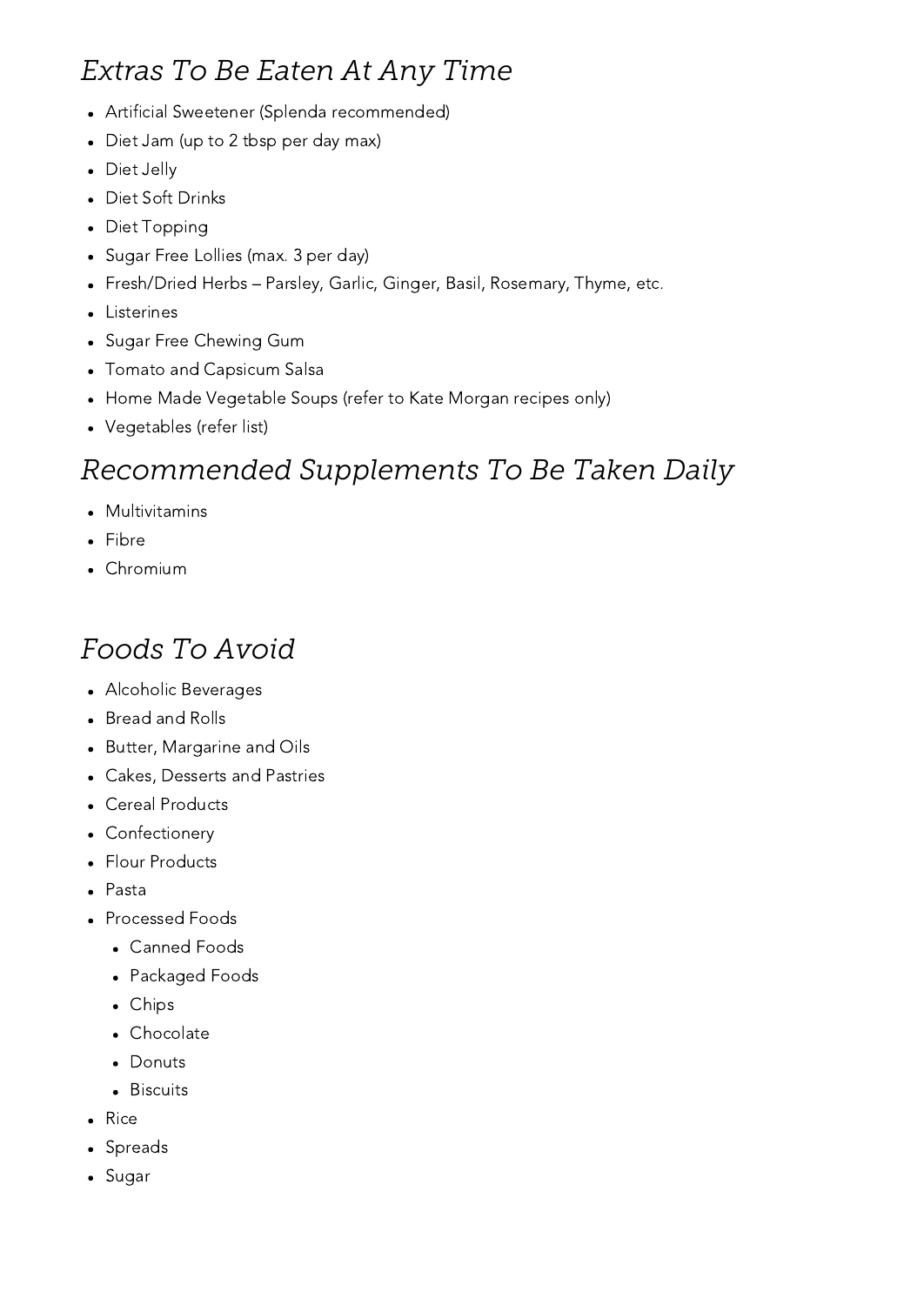## *Extras To Be Eaten At Any Time*

- Artificial Sweetener (Splenda recommended)
- Diet Jam (up to 2 tbsp per day max)
- Diet Jelly
- Diet Soft Drinks
- Diet Topping
- Sugar Free Lollies (max. 3 per day)
- Fresh/Dried Herbs – Parsley, Garlic, Ginger, Basil, Rosemary, Thyme, etc.
- Listerines
- Sugar Free Chewing Gum
- Tomato and Capsicum Salsa
- Home Made Vegetable Soups (refer to Kate Morgan recipes only)
- Vegetables (refer list)

## *Recommended Supplements To Be Taken Daily*

- Multivitamins
- Fibre
- Chromium

## *Foods To Avoid*

- Alcoholic Beverages
- Bread and Rolls
- Butter, Margarine and Oils
- Cakes, Desserts and Pastries
- Cereal Products
- Confectionery
- Flour Products
- Pasta
- Processed Foods
  - Canned Foods
  - Packaged Foods
  - Chips
  - Chocolate
  - Donuts
  - Biscuits
- Rice
- Spreads
- Sugar